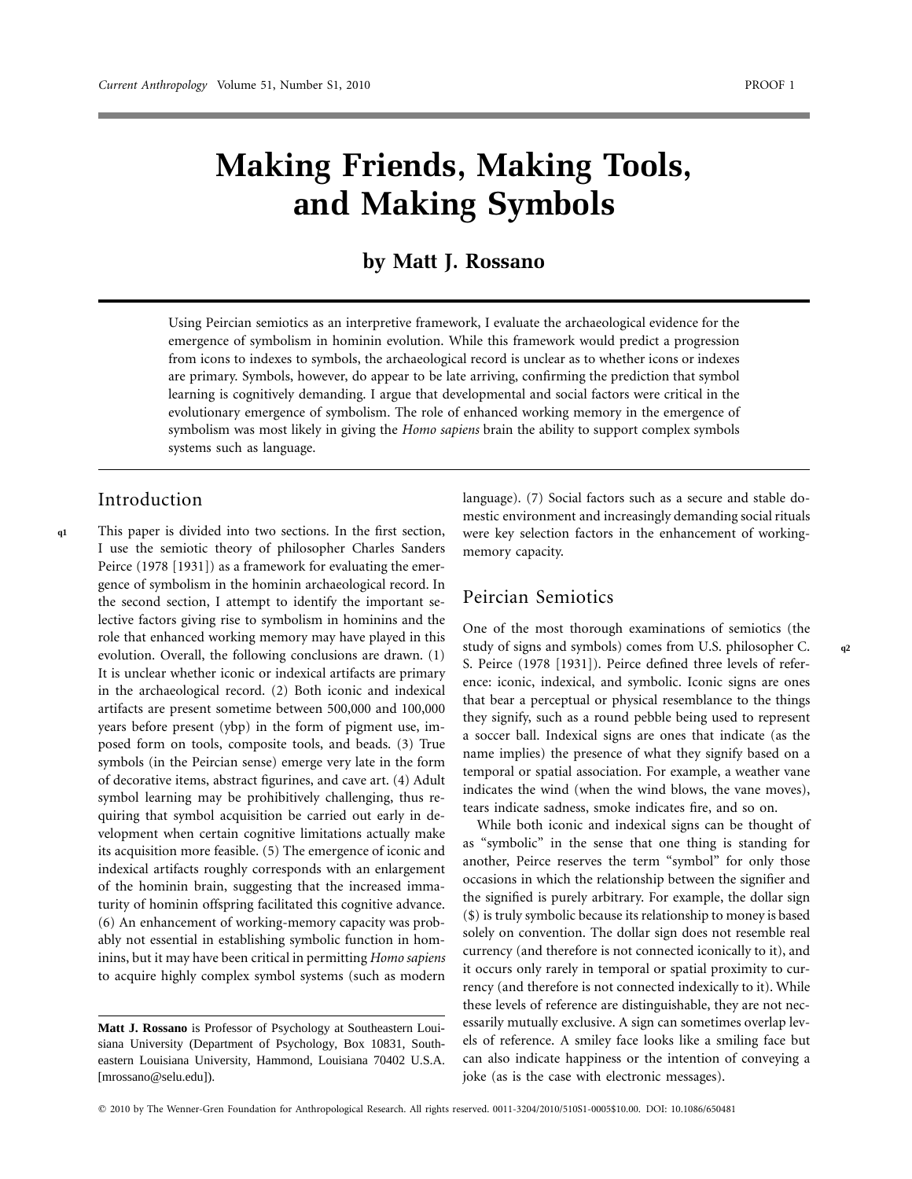# Making Friends, Making Tools, and Making Symbols

**by Matt J. Rossano**

Using Peircian semiotics as an interpretive framework, I evaluate the archaeological evidence for the emergence of symbolism in hominin evolution. While this framework would predict a progression from icons to indexes to symbols, the archaeological record is unclear as to whether icons or indexes are primary. Symbols, however, do appear to be late arriving, confirming the prediction that symbol learning is cognitively demanding. I argue that developmental and social factors were critical in the evolutionary emergence of symbolism. The role of enhanced working memory in the emergence of symbolism was most likely in giving the *Homo sapiens* brain the ability to support complex symbols systems such as language.

## Introduction

This paper is divided into two sections. In the first section, I use the semiotic theory of philosopher Charles Sanders Peirce (1978 [1931]) as a framework for evaluating the emergence of symbolism in the hominin archaeological record. In the second section, I attempt to identify the important selective factors giving rise to symbolism in hominins and the role that enhanced working memory may have played in this evolution. Overall, the following conclusions are drawn. (1) It is unclear whether iconic or indexical artifacts are primary in the archaeological record. (2) Both iconic and indexical artifacts are present sometime between 500,000 and 100,000 years before present (ybp) in the form of pigment use, imposed form on tools, composite tools, and beads. (3) True symbols (in the Peircian sense) emerge very late in the form of decorative items, abstract figurines, and cave art. (4) Adult symbol learning may be prohibitively challenging, thus requiring that symbol acquisition be carried out early in development when certain cognitive limitations actually make its acquisition more feasible. (5) The emergence of iconic and indexical artifacts roughly corresponds with an enlargement of the hominin brain, suggesting that the increased immaturity of hominin offspring facilitated this cognitive advance. (6) An enhancement of working-memory capacity was probably not essential in establishing symbolic function in hominins, but it may have been critical in permitting *Homo sapiens* to acquire highly complex symbol systems (such as modern language). (7) Social factors such as a secure and stable domestic environment and increasingly demanding social rituals were key selection factors in the enhancement of working-memory capacity.

## Peircian Semiotics

One of the most thorough examinations of semiotics (the study of signs and symbols) comes from U.S. philosopher C. S. Peirce (1978 [1931]). Peirce defined three levels of reference: iconic, indexical, and symbolic. Iconic signs are ones that bear a perceptual or physical resemblance to the things they signify, such as a round pebble being used to represent a soccer ball. Indexical signs are ones that indicate (as the name implies) the presence of what they signify based on a temporal or spatial association. For example, a weather vane indicates the wind (when the wind blows, the vane moves), tears indicate sadness, smoke indicates fire, and so on.

While both iconic and indexical signs can be thought of as "symbolic" in the sense that one thing is standing for another, Peirce reserves the term "symbol" for only those occasions in which the relationship between the signifier and the signified is purely arbitrary. For example, the dollar sign ($) is truly symbolic because its relationship to money is based solely on convention. The dollar sign does not resemble real currency (and therefore is not connected iconically to it), and it occurs only rarely in temporal or spatial proximity to currency (and therefore is not connected indexically to it). While these levels of reference are distinguishable, they are not necessarily mutually exclusive. A sign can sometimes overlap levels of reference. A smiley face looks like a smiling face but can also indicate happiness or the intention of conveying a joke (as is the case with electronic messages).

**Matt J. Rossano** is Professor of Psychology at Southeastern Louisiana University (Department of Psychology, Box 10831, Southeastern Louisiana University, Hammond, Louisiana 70402 U.S.A. [mrossano@selu.edu]).

© 2010 by The Wenner-Gren Foundation for Anthropological Research. All rights reserved. 0011-3204/2010/510S1-0005$10.00. DOI: 10.1086/650481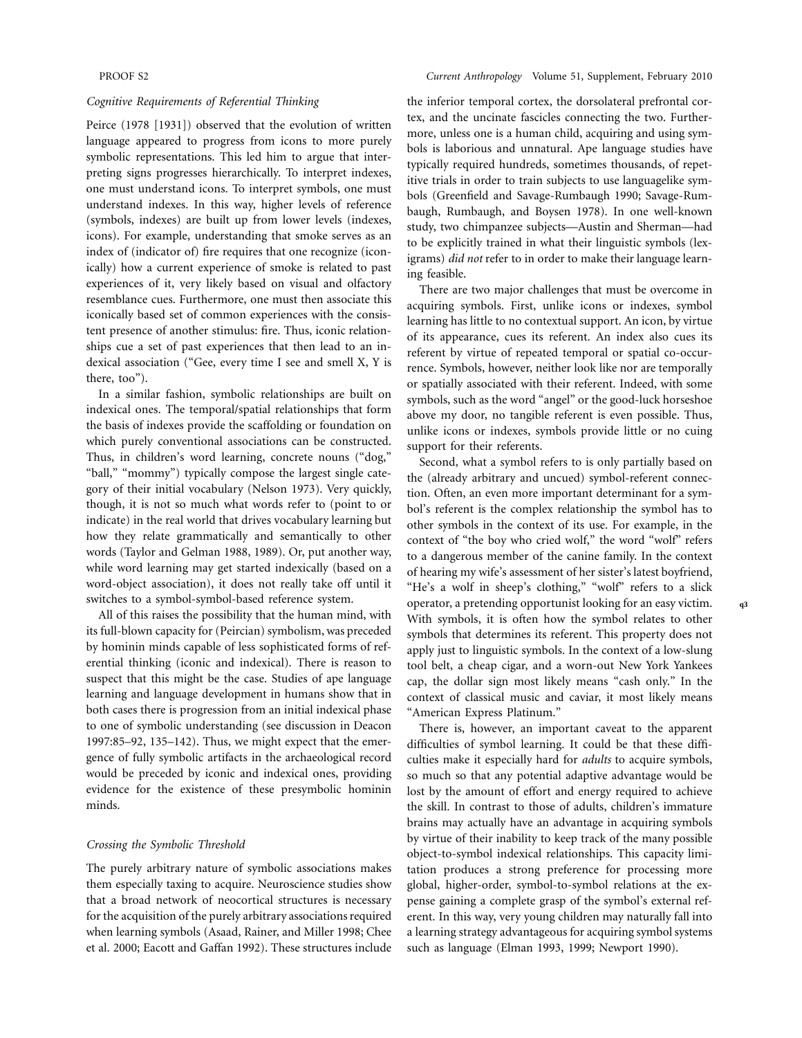### *Cognitive Requirements of Referential Thinking*

Peirce (1978 [1931]) observed that the evolution of written language appeared to progress from icons to more purely symbolic representations. This led him to argue that interpreting signs progresses hierarchically. To interpret indexes, one must understand icons. To interpret symbols, one must understand indexes. In this way, higher levels of reference (symbols, indexes) are built up from lower levels (indexes, icons). For example, understanding that smoke serves as an index of (indicator of) fire requires that one recognize (iconically) how a current experience of smoke is related to past experiences of it, very likely based on visual and olfactory resemblance cues. Furthermore, one must then associate this iconically based set of common experiences with the consistent presence of another stimulus: fire. Thus, iconic relationships cue a set of past experiences that then lead to an indexical association ("Gee, every time I see and smell X, Y is there, too").

In a similar fashion, symbolic relationships are built on indexical ones. The temporal/spatial relationships that form the basis of indexes provide the scaffolding or foundation on which purely conventional associations can be constructed. Thus, in children's word learning, concrete nouns ("dog," "ball," "mommy") typically compose the largest single category of their initial vocabulary (Nelson 1973). Very quickly, though, it is not so much what words refer to (point to or indicate) in the real world that drives vocabulary learning but how they relate grammatically and semantically to other words (Taylor and Gelman 1988, 1989). Or, put another way, while word learning may get started indexically (based on a word-object association), it does not really take off until it switches to a symbol-symbol-based reference system.

All of this raises the possibility that the human mind, with its full-blown capacity for (Peircian) symbolism, was preceded by hominin minds capable of less sophisticated forms of referential thinking (iconic and indexical). There is reason to suspect that this might be the case. Studies of ape language learning and language development in humans show that in both cases there is progression from an initial indexical phase to one of symbolic understanding (see discussion in Deacon 1997:85–92, 135–142). Thus, we might expect that the emergence of fully symbolic artifacts in the archaeological record would be preceded by iconic and indexical ones, providing evidence for the existence of these presymbolic hominin minds.

### *Crossing the Symbolic Threshold*

The purely arbitrary nature of symbolic associations makes them especially taxing to acquire. Neuroscience studies show that a broad network of neocortical structures is necessary for the acquisition of the purely arbitrary associations required when learning symbols (Asaad, Rainer, and Miller 1998; Chee et al. 2000; Eacott and Gaffan 1992). These structures include the inferior temporal cortex, the dorsolateral prefrontal cortex, and the uncinate fascicles connecting the two. Furthermore, unless one is a human child, acquiring and using symbols is laborious and unnatural. Ape language studies have typically required hundreds, sometimes thousands, of repetitive trials in order to train subjects to use languagelike symbols (Greenfield and Savage-Rumbaugh 1990; Savage-Rumbaugh, Rumbaugh, and Boysen 1978). In one well-known study, two chimpanzee subjects—Austin and Sherman—had to be explicitly trained in what their linguistic symbols (lexigrams) *did not* refer to in order to make their language learning feasible.

There are two major challenges that must be overcome in acquiring symbols. First, unlike icons or indexes, symbol learning has little to no contextual support. An icon, by virtue of its appearance, cues its referent. An index also cues its referent by virtue of repeated temporal or spatial co-occurrence. Symbols, however, neither look like nor are temporally or spatially associated with their referent. Indeed, with some symbols, such as the word "angel" or the good-luck horseshoe above my door, no tangible referent is even possible. Thus, unlike icons or indexes, symbols provide little or no cuing support for their referents.

Second, what a symbol refers to is only partially based on the (already arbitrary and uncued) symbol-referent connection. Often, an even more important determinant for a symbol's referent is the complex relationship the symbol has to other symbols in the context of its use. For example, in the context of "the boy who cried wolf," the word "wolf" refers to a dangerous member of the canine family. In the context of hearing my wife's assessment of her sister's latest boyfriend, "He's a wolf in sheep's clothing," "wolf" refers to a slick operator, a pretending opportunist looking for an easy victim. With symbols, it is often how the symbol relates to other symbols that determines its referent. This property does not apply just to linguistic symbols. In the context of a low-slung tool belt, a cheap cigar, and a worn-out New York Yankees cap, the dollar sign most likely means "cash only." In the context of classical music and caviar, it most likely means "American Express Platinum."

There is, however, an important caveat to the apparent difficulties of symbol learning. It could be that these difficulties make it especially hard for *adults* to acquire symbols, so much so that any potential adaptive advantage would be lost by the amount of effort and energy required to achieve the skill. In contrast to those of adults, children's immature brains may actually have an advantage in acquiring symbols by virtue of their inability to keep track of the many possible object-to-symbol indexical relationships. This capacity limitation produces a strong preference for processing more global, higher-order, symbol-to-symbol relations at the expense gaining a complete grasp of the symbol's external referent. In this way, very young children may naturally fall into a learning strategy advantageous for acquiring symbol systems such as language (Elman 1993, 1999; Newport 1990).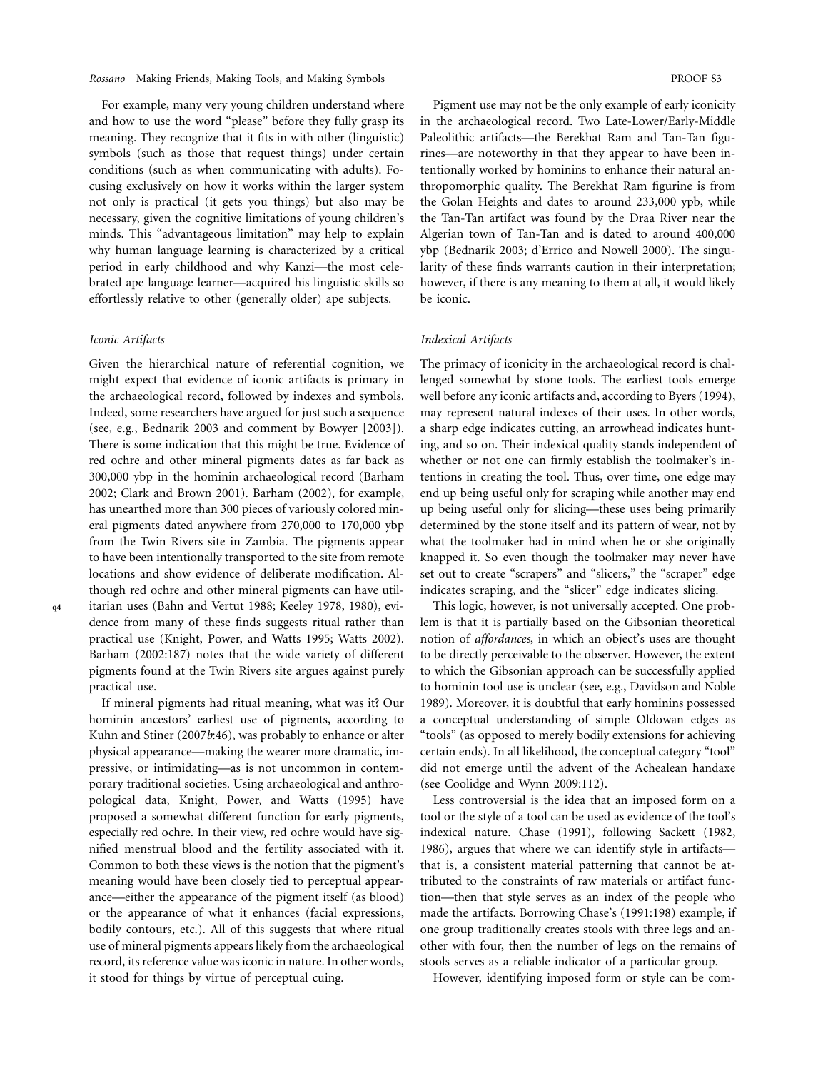For example, many very young children understand where and how to use the word "please" before they fully grasp its meaning. They recognize that it fits in with other (linguistic) symbols (such as those that request things) under certain conditions (such as when communicating with adults). Focusing exclusively on how it works within the larger system not only is practical (it gets you things) but also may be necessary, given the cognitive limitations of young children's minds. This "advantageous limitation" may help to explain why human language learning is characterized by a critical period in early childhood and why Kanzi—the most celebrated ape language learner—acquired his linguistic skills so effortlessly relative to other (generally older) ape subjects.

### *Iconic Artifacts*

Given the hierarchical nature of referential cognition, we might expect that evidence of iconic artifacts is primary in the archaeological record, followed by indexes and symbols. Indeed, some researchers have argued for just such a sequence (see, e.g., Bednarik 2003 and comment by Bowyer [2003]). There is some indication that this might be true. Evidence of red ochre and other mineral pigments dates as far back as 300,000 ybp in the hominin archaeological record (Barham 2002; Clark and Brown 2001). Barham (2002), for example, has unearthed more than 300 pieces of variously colored mineral pigments dated anywhere from 270,000 to 170,000 ybp from the Twin Rivers site in Zambia. The pigments appear to have been intentionally transported to the site from remote locations and show evidence of deliberate modification. Although red ochre and other mineral pigments can have utilitarian uses (Bahn and Vertut 1988; Keeley 1978, 1980), evidence from many of these finds suggests ritual rather than practical use (Knight, Power, and Watts 1995; Watts 2002). Barham (2002:187) notes that the wide variety of different pigments found at the Twin Rivers site argues against purely practical use.

If mineral pigments had ritual meaning, what was it? Our hominin ancestors' earliest use of pigments, according to Kuhn and Stiner (2007*b*:46), was probably to enhance or alter physical appearance—making the wearer more dramatic, impressive, or intimidating—as is not uncommon in contemporary traditional societies. Using archaeological and anthropological data, Knight, Power, and Watts (1995) have proposed a somewhat different function for early pigments, especially red ochre. In their view, red ochre would have signified menstrual blood and the fertility associated with it. Common to both these views is the notion that the pigment's meaning would have been closely tied to perceptual appearance—either the appearance of the pigment itself (as blood) or the appearance of what it enhances (facial expressions, bodily contours, etc.). All of this suggests that where ritual use of mineral pigments appears likely from the archaeological record, its reference value was iconic in nature. In other words, it stood for things by virtue of perceptual cuing.

Pigment use may not be the only example of early iconicity in the archaeological record. Two Late-Lower/Early-Middle Paleolithic artifacts—the Berekhat Ram and Tan-Tan figurines—are noteworthy in that they appear to have been intentionally worked by hominins to enhance their natural anthropomorphic quality. The Berekhat Ram figurine is from the Golan Heights and dates to around 233,000 ypb, while the Tan-Tan artifact was found by the Draa River near the Algerian town of Tan-Tan and is dated to around 400,000 ybp (Bednarik 2003; d'Errico and Nowell 2000). The singularity of these finds warrants caution in their interpretation; however, if there is any meaning to them at all, it would likely be iconic.

### *Indexical Artifacts*

The primacy of iconicity in the archaeological record is challenged somewhat by stone tools. The earliest tools emerge well before any iconic artifacts and, according to Byers (1994), may represent natural indexes of their uses. In other words, a sharp edge indicates cutting, an arrowhead indicates hunting, and so on. Their indexical quality stands independent of whether or not one can firmly establish the toolmaker's intentions in creating the tool. Thus, over time, one edge may end up being useful only for scraping while another may end up being useful only for slicing—these uses being primarily determined by the stone itself and its pattern of wear, not by what the toolmaker had in mind when he or she originally knapped it. So even though the toolmaker may never have set out to create "scrapers" and "slicers," the "scraper" edge indicates scraping, and the "slicer" edge indicates slicing.

This logic, however, is not universally accepted. One problem is that it is partially based on the Gibsonian theoretical notion of *affordances*, in which an object's uses are thought to be directly perceivable to the observer. However, the extent to which the Gibsonian approach can be successfully applied to hominin tool use is unclear (see, e.g., Davidson and Noble 1989). Moreover, it is doubtful that early hominins possessed a conceptual understanding of simple Oldowan edges as "tools" (as opposed to merely bodily extensions for achieving certain ends). In all likelihood, the conceptual category "tool" did not emerge until the advent of the Achealean handaxe (see Coolidge and Wynn 2009:112).

Less controversial is the idea that an imposed form on a tool or the style of a tool can be used as evidence of the tool's indexical nature. Chase (1991), following Sackett (1982, 1986), argues that where we can identify style in artifacts—that is, a consistent material patterning that cannot be attributed to the constraints of raw materials or artifact function—then that style serves as an index of the people who made the artifacts. Borrowing Chase's (1991:198) example, if one group traditionally creates stools with three legs and another with four, then the number of legs on the remains of stools serves as a reliable indicator of a particular group.

However, identifying imposed form or style can be com-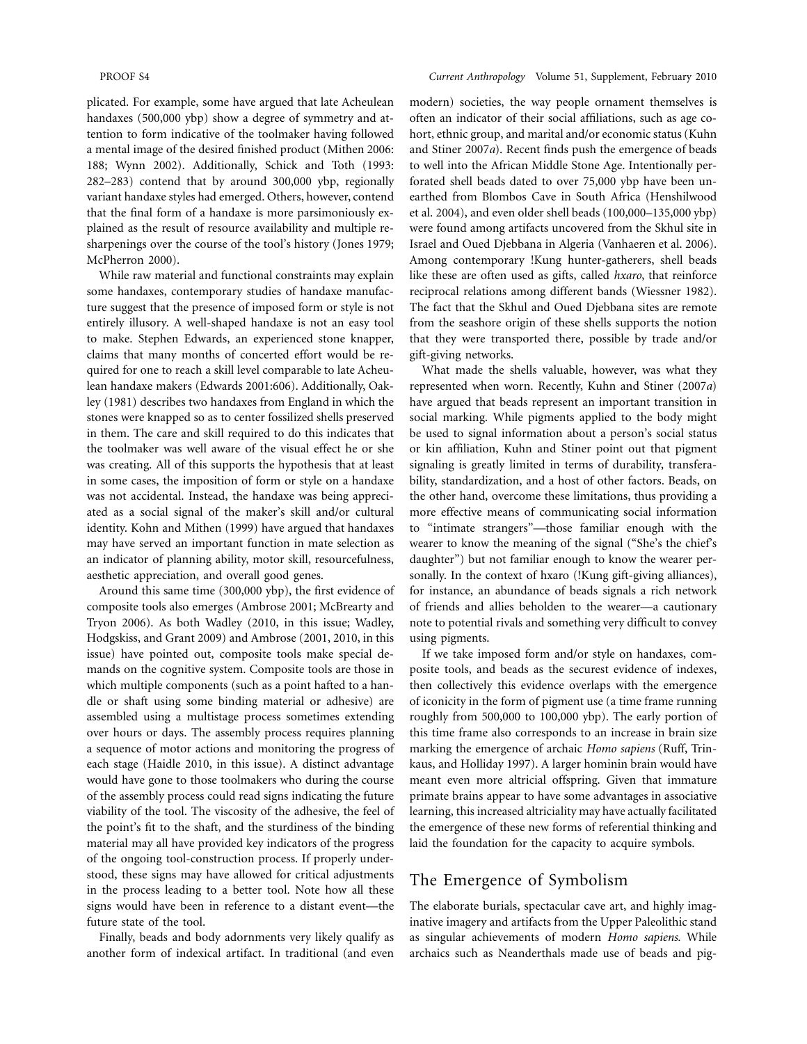plicated. For example, some have argued that late Acheulean handaxes (500,000 ybp) show a degree of symmetry and attention to form indicative of the toolmaker having followed a mental image of the desired finished product (Mithen 2006: 188; Wynn 2002). Additionally, Schick and Toth (1993: 282–283) contend that by around 300,000 ybp, regionally variant handaxe styles had emerged. Others, however, contend that the final form of a handaxe is more parsimoniously explained as the result of resource availability and multiple resharpenings over the course of the tool's history (Jones 1979; McPherron 2000).

While raw material and functional constraints may explain some handaxes, contemporary studies of handaxe manufacture suggest that the presence of imposed form or style is not entirely illusory. A well-shaped handaxe is not an easy tool to make. Stephen Edwards, an experienced stone knapper, claims that many months of concerted effort would be required for one to reach a skill level comparable to late Acheulean handaxe makers (Edwards 2001:606). Additionally, Oakley (1981) describes two handaxes from England in which the stones were knapped so as to center fossilized shells preserved in them. The care and skill required to do this indicates that the toolmaker was well aware of the visual effect he or she was creating. All of this supports the hypothesis that at least in some cases, the imposition of form or style on a handaxe was not accidental. Instead, the handaxe was being appreciated as a social signal of the maker's skill and/or cultural identity. Kohn and Mithen (1999) have argued that handaxes may have served an important function in mate selection as an indicator of planning ability, motor skill, resourcefulness, aesthetic appreciation, and overall good genes.

Around this same time (300,000 ybp), the first evidence of composite tools also emerges (Ambrose 2001; McBrearty and Tryon 2006). As both Wadley (2010, in this issue; Wadley, Hodgskiss, and Grant 2009) and Ambrose (2001, 2010, in this issue) have pointed out, composite tools make special demands on the cognitive system. Composite tools are those in which multiple components (such as a point hafted to a handle or shaft using some binding material or adhesive) are assembled using a multistage process sometimes extending over hours or days. The assembly process requires planning a sequence of motor actions and monitoring the progress of each stage (Haidle 2010, in this issue). A distinct advantage would have gone to those toolmakers who during the course of the assembly process could read signs indicating the future viability of the tool. The viscosity of the adhesive, the feel of the point's fit to the shaft, and the sturdiness of the binding material may all have provided key indicators of the progress of the ongoing tool-construction process. If properly understood, these signs may have allowed for critical adjustments in the process leading to a better tool. Note how all these signs would have been in reference to a distant event—the future state of the tool.

Finally, beads and body adornments very likely qualify as another form of indexical artifact. In traditional (and even modern) societies, the way people ornament themselves is often an indicator of their social affiliations, such as age cohort, ethnic group, and marital and/or economic status (Kuhn and Stiner 2007*a*). Recent finds push the emergence of beads to well into the African Middle Stone Age. Intentionally perforated shell beads dated to over 75,000 ybp have been unearthed from Blombos Cave in South Africa (Henshilwood et al. 2004), and even older shell beads (100,000–135,000 ybp) were found among artifacts uncovered from the Skhul site in Israel and Oued Djebbana in Algeria (Vanhaeren et al. 2006). Among contemporary !Kung hunter-gatherers, shell beads like these are often used as gifts, called *hxaro*, that reinforce reciprocal relations among different bands (Wiessner 1982). The fact that the Skhul and Oued Djebbana sites are remote from the seashore origin of these shells supports the notion that they were transported there, possible by trade and/or gift-giving networks.

What made the shells valuable, however, was what they represented when worn. Recently, Kuhn and Stiner (2007*a*) have argued that beads represent an important transition in social marking. While pigments applied to the body might be used to signal information about a person's social status or kin affiliation, Kuhn and Stiner point out that pigment signaling is greatly limited in terms of durability, transferability, standardization, and a host of other factors. Beads, on the other hand, overcome these limitations, thus providing a more effective means of communicating social information to "intimate strangers"—those familiar enough with the wearer to know the meaning of the signal ("She's the chief's daughter") but not familiar enough to know the wearer personally. In the context of hxaro (!Kung gift-giving alliances), for instance, an abundance of beads signals a rich network of friends and allies beholden to the wearer—a cautionary note to potential rivals and something very difficult to convey using pigments.

If we take imposed form and/or style on handaxes, composite tools, and beads as the securest evidence of indexes, then collectively this evidence overlaps with the emergence of iconicity in the form of pigment use (a time frame running roughly from 500,000 to 100,000 ybp). The early portion of this time frame also corresponds to an increase in brain size marking the emergence of archaic *Homo sapiens* (Ruff, Trinkaus, and Holliday 1997). A larger hominin brain would have meant even more altricial offspring. Given that immature primate brains appear to have some advantages in associative learning, this increased altriciality may have actually facilitated the emergence of these new forms of referential thinking and laid the foundation for the capacity to acquire symbols.

## The Emergence of Symbolism

The elaborate burials, spectacular cave art, and highly imaginative imagery and artifacts from the Upper Paleolithic stand as singular achievements of modern *Homo sapiens*. While archaics such as Neanderthals made use of beads and pig-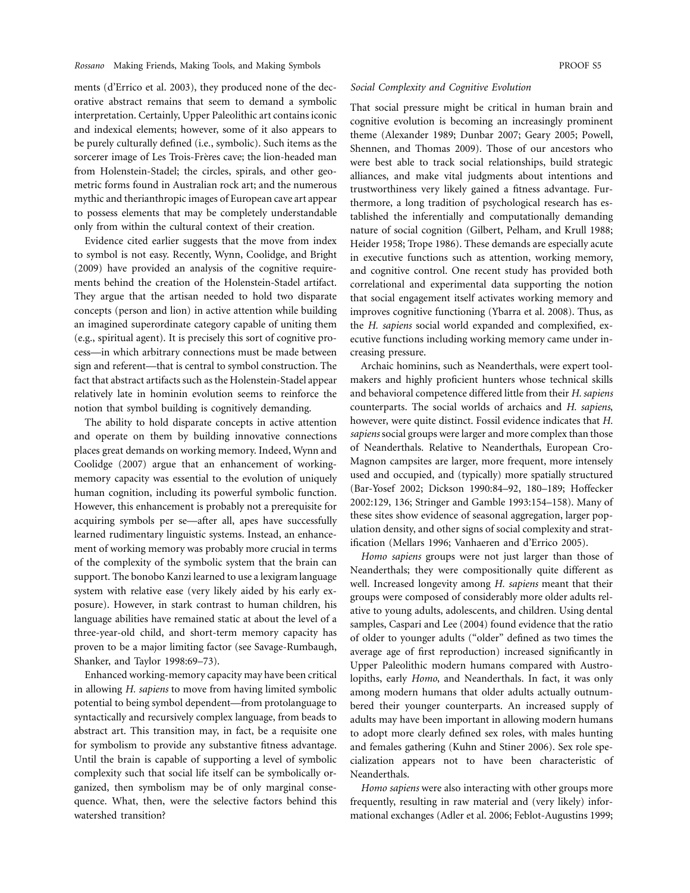ments (d'Errico et al. 2003), they produced none of the decorative abstract remains that seem to demand a symbolic interpretation. Certainly, Upper Paleolithic art contains iconic and indexical elements; however, some of it also appears to be purely culturally defined (i.e., symbolic). Such items as the sorcerer image of Les Trois-Frères cave; the lion-headed man from Holenstein-Stadel; the circles, spirals, and other geometric forms found in Australian rock art; and the numerous mythic and therianthropic images of European cave art appear to possess elements that may be completely understandable only from within the cultural context of their creation.

Evidence cited earlier suggests that the move from index to symbol is not easy. Recently, Wynn, Coolidge, and Bright (2009) have provided an analysis of the cognitive requirements behind the creation of the Holenstein-Stadel artifact. They argue that the artisan needed to hold two disparate concepts (person and lion) in active attention while building an imagined superordinate category capable of uniting them (e.g., spiritual agent). It is precisely this sort of cognitive process—in which arbitrary connections must be made between sign and referent—that is central to symbol construction. The fact that abstract artifacts such as the Holenstein-Stadel appear relatively late in hominin evolution seems to reinforce the notion that symbol building is cognitively demanding.

The ability to hold disparate concepts in active attention and operate on them by building innovative connections places great demands on working memory. Indeed, Wynn and Coolidge (2007) argue that an enhancement of working-memory capacity was essential to the evolution of uniquely human cognition, including its powerful symbolic function. However, this enhancement is probably not a prerequisite for acquiring symbols per se—after all, apes have successfully learned rudimentary linguistic systems. Instead, an enhancement of working memory was probably more crucial in terms of the complexity of the symbolic system that the brain can support. The bonobo Kanzi learned to use a lexigram language system with relative ease (very likely aided by his early exposure). However, in stark contrast to human children, his language abilities have remained static at about the level of a three-year-old child, and short-term memory capacity has proven to be a major limiting factor (see Savage-Rumbaugh, Shanker, and Taylor 1998:69–73).

Enhanced working-memory capacity may have been critical in allowing *H. sapiens* to move from having limited symbolic potential to being symbol dependent—from protolanguage to syntactically and recursively complex language, from beads to abstract art. This transition may, in fact, be a requisite one for symbolism to provide any substantive fitness advantage. Until the brain is capable of supporting a level of symbolic complexity such that social life itself can be symbolically organized, then symbolism may be of only marginal consequence. What, then, were the selective factors behind this watershed transition?

### *Social Complexity and Cognitive Evolution*

That social pressure might be critical in human brain and cognitive evolution is becoming an increasingly prominent theme (Alexander 1989; Dunbar 2007; Geary 2005; Powell, Shennen, and Thomas 2009). Those of our ancestors who were best able to track social relationships, build strategic alliances, and make vital judgments about intentions and trustworthiness very likely gained a fitness advantage. Furthermore, a long tradition of psychological research has established the inferentially and computationally demanding nature of social cognition (Gilbert, Pelham, and Krull 1988; Heider 1958; Trope 1986). These demands are especially acute in executive functions such as attention, working memory, and cognitive control. One recent study has provided both correlational and experimental data supporting the notion that social engagement itself activates working memory and improves cognitive functioning (Ybarra et al. 2008). Thus, as the *H. sapiens* social world expanded and complexified, executive functions including working memory came under increasing pressure.

Archaic hominins, such as Neanderthals, were expert toolmakers and highly proficient hunters whose technical skills and behavioral competence differed little from their *H. sapiens* counterparts. The social worlds of archaics and *H. sapiens*, however, were quite distinct. Fossil evidence indicates that *H. sapiens* social groups were larger and more complex than those of Neanderthals. Relative to Neanderthals, European Cro-Magnon campsites are larger, more frequent, more intensely used and occupied, and (typically) more spatially structured (Bar-Yosef 2002; Dickson 1990:84–92, 180–189; Hoffecker 2002:129, 136; Stringer and Gamble 1993:154–158). Many of these sites show evidence of seasonal aggregation, larger population density, and other signs of social complexity and stratification (Mellars 1996; Vanhaeren and d'Errico 2005).

*Homo sapiens* groups were not just larger than those of Neanderthals; they were compositionally quite different as well. Increased longevity among *H. sapiens* meant that their groups were composed of considerably more older adults relative to young adults, adolescents, and children. Using dental samples, Caspari and Lee (2004) found evidence that the ratio of older to younger adults ("older" defined as two times the average age of first reproduction) increased significantly in Upper Paleolithic modern humans compared with Australopiths, early *Homo*, and Neanderthals. In fact, it was only among modern humans that older adults actually outnumbered their younger counterparts. An increased supply of adults may have been important in allowing modern humans to adopt more clearly defined sex roles, with males hunting and females gathering (Kuhn and Stiner 2006). Sex role specialization appears not to have been characteristic of Neanderthals.

*Homo sapiens* were also interacting with other groups more frequently, resulting in raw material and (very likely) informational exchanges (Adler et al. 2006; Feblot-Augustins 1999;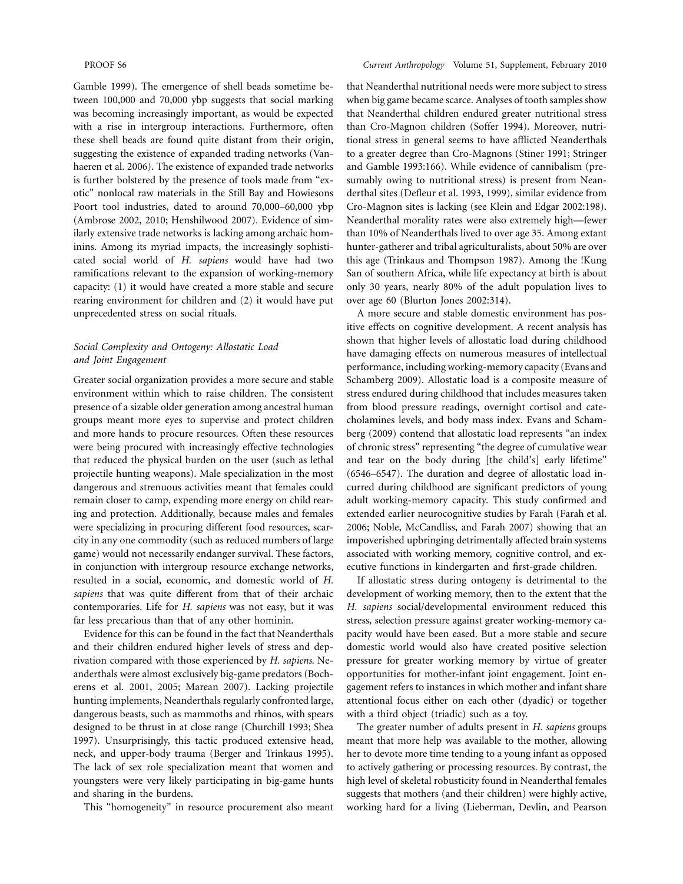Gamble 1999). The emergence of shell beads sometime between 100,000 and 70,000 ybp suggests that social marking was becoming increasingly important, as would be expected with a rise in intergroup interactions. Furthermore, often these shell beads are found quite distant from their origin, suggesting the existence of expanded trading networks (Vanhaeren et al. 2006). The existence of expanded trade networks is further bolstered by the presence of tools made from "exotic" nonlocal raw materials in the Still Bay and Howiesons Poort tool industries, dated to around 70,000–60,000 ybp (Ambrose 2002, 2010; Henshilwood 2007). Evidence of similarly extensive trade networks is lacking among archaic hominins. Among its myriad impacts, the increasingly sophisticated social world of *H. sapiens* would have had two ramifications relevant to the expansion of working-memory capacity: (1) it would have created a more stable and secure rearing environment for children and (2) it would have put unprecedented stress on social rituals.

### *Social Complexity and Ontogeny: Allostatic Load and Joint Engagement*

Greater social organization provides a more secure and stable environment within which to raise children. The consistent presence of a sizable older generation among ancestral human groups meant more eyes to supervise and protect children and more hands to procure resources. Often these resources were being procured with increasingly effective technologies that reduced the physical burden on the user (such as lethal projectile hunting weapons). Male specialization in the most dangerous and strenuous activities meant that females could remain closer to camp, expending more energy on child rearing and protection. Additionally, because males and females were specializing in procuring different food resources, scarcity in any one commodity (such as reduced numbers of large game) would not necessarily endanger survival. These factors, in conjunction with intergroup resource exchange networks, resulted in a social, economic, and domestic world of *H. sapiens* that was quite different from that of their archaic contemporaries. Life for *H. sapiens* was not easy, but it was far less precarious than that of any other hominin.

Evidence for this can be found in the fact that Neanderthals and their children endured higher levels of stress and deprivation compared with those experienced by *H. sapiens.* Neanderthals were almost exclusively big-game predators (Bocherens et al. 2001, 2005; Marean 2007). Lacking projectile hunting implements, Neanderthals regularly confronted large, dangerous beasts, such as mammoths and rhinos, with spears designed to be thrust in at close range (Churchill 1993; Shea 1997). Unsurprisingly, this tactic produced extensive head, neck, and upper-body trauma (Berger and Trinkaus 1995). The lack of sex role specialization meant that women and youngsters were very likely participating in big-game hunts and sharing in the burdens.

This "homogeneity" in resource procurement also meant that Neanderthal nutritional needs were more subject to stress when big game became scarce. Analyses of tooth samples show that Neanderthal children endured greater nutritional stress than Cro-Magnon children (Soffer 1994). Moreover, nutritional stress in general seems to have afflicted Neanderthals to a greater degree than Cro-Magnons (Stiner 1991; Stringer and Gamble 1993:166). While evidence of cannibalism (presumably owing to nutritional stress) is present from Neanderthal sites (Defleur et al. 1993, 1999), similar evidence from Cro-Magnon sites is lacking (see Klein and Edgar 2002:198). Neanderthal morality rates were also extremely high—fewer than 10% of Neanderthals lived to over age 35. Among extant hunter-gatherer and tribal agriculturalists, about 50% are over this age (Trinkaus and Thompson 1987). Among the !Kung San of southern Africa, while life expectancy at birth is about only 30 years, nearly 80% of the adult population lives to over age 60 (Blurton Jones 2002:314).

A more secure and stable domestic environment has positive effects on cognitive development. A recent analysis has shown that higher levels of allostatic load during childhood have damaging effects on numerous measures of intellectual performance, including working-memory capacity (Evans and Schamberg 2009). Allostatic load is a composite measure of stress endured during childhood that includes measures taken from blood pressure readings, overnight cortisol and catecholamines levels, and body mass index. Evans and Schamberg (2009) contend that allostatic load represents "an index of chronic stress" representing "the degree of cumulative wear and tear on the body during [the child's] early lifetime" (6546–6547). The duration and degree of allostatic load incurred during childhood are significant predictors of young adult working-memory capacity. This study confirmed and extended earlier neurocognitive studies by Farah (Farah et al. 2006; Noble, McCandliss, and Farah 2007) showing that an impoverished upbringing detrimentally affected brain systems associated with working memory, cognitive control, and executive functions in kindergarten and first-grade children.

If allostatic stress during ontogeny is detrimental to the development of working memory, then to the extent that the *H. sapiens* social/developmental environment reduced this stress, selection pressure against greater working-memory capacity would have been eased. But a more stable and secure domestic world would also have created positive selection pressure for greater working memory by virtue of greater opportunities for mother-infant joint engagement. Joint engagement refers to instances in which mother and infant share attentional focus either on each other (dyadic) or together with a third object (triadic) such as a toy.

The greater number of adults present in *H. sapiens* groups meant that more help was available to the mother, allowing her to devote more time tending to a young infant as opposed to actively gathering or processing resources. By contrast, the high level of skeletal robusticity found in Neanderthal females suggests that mothers (and their children) were highly active, working hard for a living (Lieberman, Devlin, and Pearson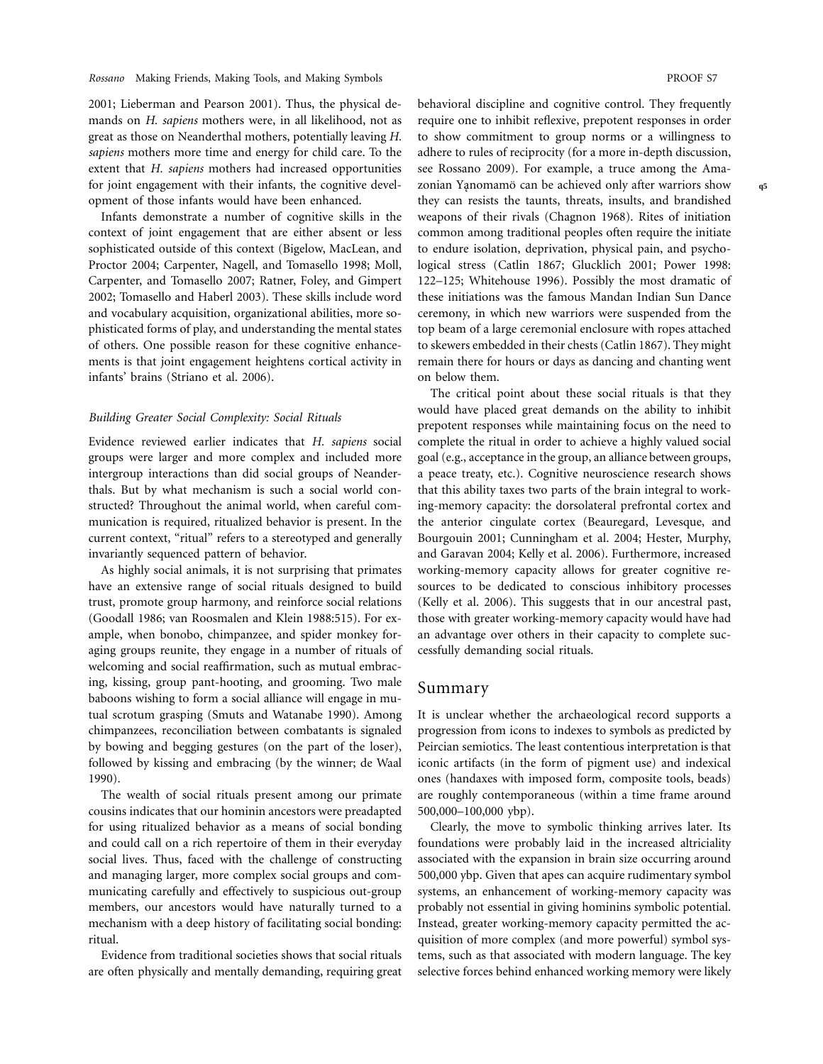2001; Lieberman and Pearson 2001). Thus, the physical demands on *H. sapiens* mothers were, in all likelihood, not as great as those on Neanderthal mothers, potentially leaving *H. sapiens* mothers more time and energy for child care. To the extent that *H. sapiens* mothers had increased opportunities for joint engagement with their infants, the cognitive development of those infants would have been enhanced.

Infants demonstrate a number of cognitive skills in the context of joint engagement that are either absent or less sophisticated outside of this context (Bigelow, MacLean, and Proctor 2004; Carpenter, Nagell, and Tomasello 1998; Moll, Carpenter, and Tomasello 2007; Ratner, Foley, and Gimpert 2002; Tomasello and Haberl 2003). These skills include word and vocabulary acquisition, organizational abilities, more sophisticated forms of play, and understanding the mental states of others. One possible reason for these cognitive enhancements is that joint engagement heightens cortical activity in infants' brains (Striano et al. 2006).

### *Building Greater Social Complexity: Social Rituals*

Evidence reviewed earlier indicates that *H. sapiens* social groups were larger and more complex and included more intergroup interactions than did social groups of Neanderthals. But by what mechanism is such a social world constructed? Throughout the animal world, when careful communication is required, ritualized behavior is present. In the current context, "ritual" refers to a stereotyped and generally invariantly sequenced pattern of behavior.

As highly social animals, it is not surprising that primates have an extensive range of social rituals designed to build trust, promote group harmony, and reinforce social relations (Goodall 1986; van Roosmalen and Klein 1988:515). For example, when bonobo, chimpanzee, and spider monkey foraging groups reunite, they engage in a number of rituals of welcoming and social reaffirmation, such as mutual embracing, kissing, group pant-hooting, and grooming. Two male baboons wishing to form a social alliance will engage in mutual scrotum grasping (Smuts and Watanabe 1990). Among chimpanzees, reconciliation between combatants is signaled by bowing and begging gestures (on the part of the loser), followed by kissing and embracing (by the winner; de Waal 1990).

The wealth of social rituals present among our primate cousins indicates that our hominin ancestors were preadapted for using ritualized behavior as a means of social bonding and could call on a rich repertoire of them in their everyday social lives. Thus, faced with the challenge of constructing and managing larger, more complex social groups and communicating carefully and effectively to suspicious out-group members, our ancestors would have naturally turned to a mechanism with a deep history of facilitating social bonding: ritual.

Evidence from traditional societies shows that social rituals are often physically and mentally demanding, requiring great behavioral discipline and cognitive control. They frequently require one to inhibit reflexive, prepotent responses in order to show commitment to group norms or a willingness to adhere to rules of reciprocity (for a more in-depth discussion, see Rossano 2009). For example, a truce among the Amazonian Yąnomamö can be achieved only after warriors show they can resists the taunts, threats, insults, and brandished weapons of their rivals (Chagnon 1968). Rites of initiation common among traditional peoples often require the initiate to endure isolation, deprivation, physical pain, and psychological stress (Catlin 1867; Glucklich 2001; Power 1998: 122–125; Whitehouse 1996). Possibly the most dramatic of these initiations was the famous Mandan Indian Sun Dance ceremony, in which new warriors were suspended from the top beam of a large ceremonial enclosure with ropes attached to skewers embedded in their chests (Catlin 1867). They might remain there for hours or days as dancing and chanting went on below them.

The critical point about these social rituals is that they would have placed great demands on the ability to inhibit prepotent responses while maintaining focus on the need to complete the ritual in order to achieve a highly valued social goal (e.g., acceptance in the group, an alliance between groups, a peace treaty, etc.). Cognitive neuroscience research shows that this ability taxes two parts of the brain integral to working-memory capacity: the dorsolateral prefrontal cortex and the anterior cingulate cortex (Beauregard, Levesque, and Bourgouin 2001; Cunningham et al. 2004; Hester, Murphy, and Garavan 2004; Kelly et al. 2006). Furthermore, increased working-memory capacity allows for greater cognitive resources to be dedicated to conscious inhibitory processes (Kelly et al. 2006). This suggests that in our ancestral past, those with greater working-memory capacity would have had an advantage over others in their capacity to complete successfully demanding social rituals.

## Summary

It is unclear whether the archaeological record supports a progression from icons to indexes to symbols as predicted by Peircian semiotics. The least contentious interpretation is that iconic artifacts (in the form of pigment use) and indexical ones (handaxes with imposed form, composite tools, beads) are roughly contemporaneous (within a time frame around 500,000–100,000 ybp).

Clearly, the move to symbolic thinking arrives later. Its foundations were probably laid in the increased altriciality associated with the expansion in brain size occurring around 500,000 ybp. Given that apes can acquire rudimentary symbol systems, an enhancement of working-memory capacity was probably not essential in giving hominins symbolic potential. Instead, greater working-memory capacity permitted the acquisition of more complex (and more powerful) symbol systems, such as that associated with modern language. The key selective forces behind enhanced working memory were likely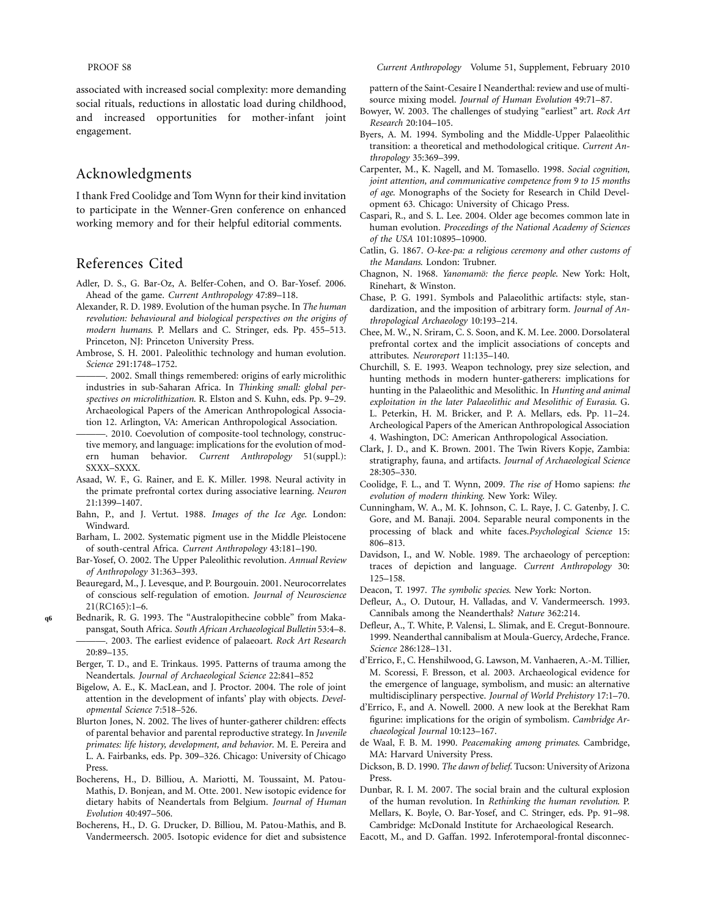associated with increased social complexity: more demanding social rituals, reductions in allostatic load during childhood, and increased opportunities for mother-infant joint engagement.

## Acknowledgments

I thank Fred Coolidge and Tom Wynn for their kind invitation to participate in the Wenner-Gren conference on enhanced working memory and for their helpful editorial comments.

## References Cited

Adler, D. S., G. Bar-Oz, A. Belfer-Cohen, and O. Bar-Yosef. 2006. Ahead of the game. *Current Anthropology* 47:89–118.

Alexander, R. D. 1989. Evolution of the human psyche. In *The human revolution: behavioural and biological perspectives on the origins of modern humans*. P. Mellars and C. Stringer, eds. Pp. 455–513. Princeton, NJ: Princeton University Press.

Ambrose, S. H. 2001. Paleolithic technology and human evolution. *Science* 291:1748–1752.

———. 2002. Small things remembered: origins of early microlithic industries in sub-Saharan Africa. In *Thinking small: global perspectives on microlithization*. R. Elston and S. Kuhn, eds. Pp. 9–29. Archaeological Papers of the American Anthropological Association 12. Arlington, VA: American Anthropological Association.

———. 2010. Coevolution of composite-tool technology, constructive memory, and language: implications for the evolution of modern human behavior. *Current Anthropology* 51(suppl.): SXXX–SXXX.

Asaad, W. F., G. Rainer, and E. K. Miller. 1998. Neural activity in the primate prefrontal cortex during associative learning. *Neuron* 21:1399–1407.

Bahn, P., and J. Vertut. 1988. *Images of the Ice Age*. London: Windward.

Barham, L. 2002. Systematic pigment use in the Middle Pleistocene of south-central Africa. *Current Anthropology* 43:181–190.

Bar-Yosef, O. 2002. The Upper Paleolithic revolution. *Annual Review of Anthropology* 31:363–393.

Beauregard, M., J. Levesque, and P. Bourgouin. 2001. Neurocorrelates of conscious self-regulation of emotion. *Journal of Neuroscience* 21(RC165):1–6.

Bednarik, R. G. 1993. The "Australopithecine cobble" from Makapansgat, South Africa. *South African Archaeological Bulletin* 53:4–8.

———. 2003. The earliest evidence of palaeoart. *Rock Art Research* 20:89–135.

Berger, T. D., and E. Trinkaus. 1995. Patterns of trauma among the Neandertals. *Journal of Archaeological Science* 22:841–852

Bigelow, A. E., K. MacLean, and J. Proctor. 2004. The role of joint attention in the development of infants' play with objects. *Developmental Science* 7:518–526.

Blurton Jones, N. 2002. The lives of hunter-gatherer children: effects of parental behavior and parental reproductive strategy. In *Juvenile primates: life history, development, and behavior*. M. E. Pereira and L. A. Fairbanks, eds. Pp. 309–326. Chicago: University of Chicago Press.

Bocherens, H., D. Billiou, A. Mariotti, M. Toussaint, M. Patou-Mathis, D. Bonjean, and M. Otte. 2001. New isotopic evidence for dietary habits of Neandertals from Belgium. *Journal of Human Evolution* 40:497–506.

Bocherens, H., D. G. Drucker, D. Billiou, M. Patou-Mathis, and B. Vandermeersch. 2005. Isotopic evidence for diet and subsistence pattern of the Saint-Cesaire I Neanderthal: review and use of multi-source mixing model. *Journal of Human Evolution* 49:71–87.

Bowyer, W. 2003. The challenges of studying "earliest" art. *Rock Art Research* 20:104–105.

Byers, A. M. 1994. Symboling and the Middle-Upper Palaeolithic transition: a theoretical and methodological critique. *Current Anthropology* 35:369–399.

Carpenter, M., K. Nagell, and M. Tomasello. 1998. *Social cognition, joint attention, and communicative competence from 9 to 15 months of age*. Monographs of the Society for Research in Child Development 63. Chicago: University of Chicago Press.

Caspari, R., and S. L. Lee. 2004. Older age becomes common late in human evolution. *Proceedings of the National Academy of Sciences of the USA* 101:10895–10900.

Catlin, G. 1867. *O-kee-pa: a religious ceremony and other customs of the Mandans*. London: Trubner.

Chagnon, N. 1968. *Yanomamö: the fierce people*. New York: Holt, Rinehart, & Winston.

Chase, P. G. 1991. Symbols and Palaeolithic artifacts: style, standardization, and the imposition of arbitrary form. *Journal of Anthropological Archaeology* 10:193–214.

Chee, M. W., N. Sriram, C. S. Soon, and K. M. Lee. 2000. Dorsolateral prefrontal cortex and the implicit associations of concepts and attributes. *Neuroreport* 11:135–140.

Churchill, S. E. 1993. Weapon technology, prey size selection, and hunting methods in modern hunter-gatherers: implications for hunting in the Palaeolithic and Mesolithic. In *Hunting and animal exploitation in the later Palaeolithic and Mesolithic of Eurasia*. G. L. Peterkin, H. M. Bricker, and P. A. Mellars, eds. Pp. 11–24. Archeological Papers of the American Anthropological Association 4. Washington, DC: American Anthropological Association.

Clark, J. D., and K. Brown. 2001. The Twin Rivers Kopje, Zambia: stratigraphy, fauna, and artifacts. *Journal of Archaeological Science* 28:305–330.

Coolidge, F. L., and T. Wynn, 2009. *The rise of* Homo sapiens: *the evolution of modern thinking*. New York: Wiley.

Cunningham, W. A., M. K. Johnson, C. L. Raye, J. C. Gatenby, J. C. Gore, and M. Banaji. 2004. Separable neural components in the processing of black and white faces.*Psychological Science* 15: 806–813.

Davidson, I., and W. Noble. 1989. The archaeology of perception: traces of depiction and language. *Current Anthropology* 30: 125–158.

Deacon, T. 1997. *The symbolic species*. New York: Norton.

Defleur, A., O. Dutour, H. Valladas, and V. Vandermeersch. 1993. Cannibals among the Neanderthals? *Nature* 362:214.

Defleur, A., T. White, P. Valensi, L. Slimak, and E. Cregut-Bonnoure. 1999. Neanderthal cannibalism at Moula-Guercy, Ardeche, France. *Science* 286:128–131.

d'Errico, F., C. Henshilwood, G. Lawson, M. Vanhaeren, A.-M. Tillier, M. Scoressi, F. Bresson, et al. 2003. Archaeological evidence for the emergence of language, symbolism, and music: an alternative multidisciplinary perspective. *Journal of World Prehistory* 17:1–70.

d'Errico, F., and A. Nowell. 2000. A new look at the Berekhat Ram figurine: implications for the origin of symbolism. *Cambridge Archaeological Journal* 10:123–167.

de Waal, F. B. M. 1990. *Peacemaking among primates*. Cambridge, MA: Harvard University Press.

Dickson, B. D. 1990. *The dawn of belief*. Tucson: University of Arizona Press.

Dunbar, R. I. M. 2007. The social brain and the cultural explosion of the human revolution. In *Rethinking the human revolution*. P. Mellars, K. Boyle, O. Bar-Yosef, and C. Stringer, eds. Pp. 91–98. Cambridge: McDonald Institute for Archaeological Research.

Eacott, M., and D. Gaffan. 1992. Inferotemporal-frontal disconnec-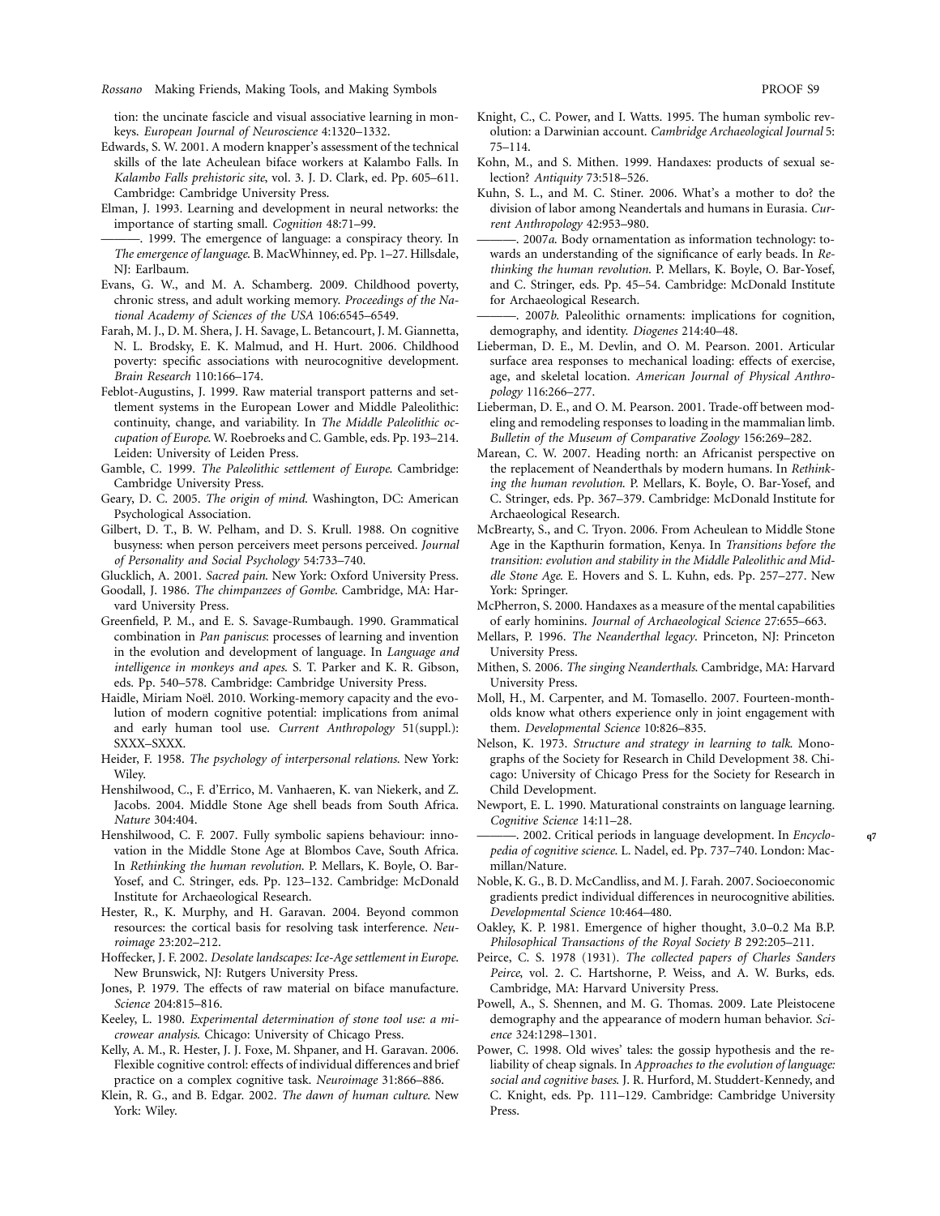tion: the uncinate fascicle and visual associative learning in monkeys. *European Journal of Neuroscience* 4:1320–1332.

Edwards, S. W. 2001. A modern knapper's assessment of the technical skills of the late Acheulean biface workers at Kalambo Falls. In *Kalambo Falls prehistoric site*, vol. 3. J. D. Clark, ed. Pp. 605–611. Cambridge: Cambridge University Press.

Elman, J. 1993. Learning and development in neural networks: the importance of starting small. *Cognition* 48:71–99.

———. 1999. The emergence of language: a conspiracy theory. In *The emergence of language*. B. MacWhinney, ed. Pp. 1–27. Hillsdale, NJ: Earlbaum.

Evans, G. W., and M. A. Schamberg. 2009. Childhood poverty, chronic stress, and adult working memory. *Proceedings of the National Academy of Sciences of the USA* 106:6545–6549.

Farah, M. J., D. M. Shera, J. H. Savage, L. Betancourt, J. M. Giannetta, N. L. Brodsky, E. K. Malmud, and H. Hurt. 2006. Childhood poverty: specific associations with neurocognitive development. *Brain Research* 110:166–174.

Feblot-Augustins, J. 1999. Raw material transport patterns and settlement systems in the European Lower and Middle Paleolithic: continuity, change, and variability. In *The Middle Paleolithic occupation of Europe*. W. Roebroeks and C. Gamble, eds. Pp. 193–214. Leiden: University of Leiden Press.

Gamble, C. 1999. *The Paleolithic settlement of Europe*. Cambridge: Cambridge University Press.

Geary, D. C. 2005. *The origin of mind*. Washington, DC: American Psychological Association.

Gilbert, D. T., B. W. Pelham, and D. S. Krull. 1988. On cognitive busyness: when person perceivers meet persons perceived. *Journal of Personality and Social Psychology* 54:733–740.

Glucklich, A. 2001. *Sacred pain*. New York: Oxford University Press.

Goodall, J. 1986. *The chimpanzees of Gombe*. Cambridge, MA: Harvard University Press.

Greenfield, P. M., and E. S. Savage-Rumbaugh. 1990. Grammatical combination in *Pan paniscus*: processes of learning and invention in the evolution and development of language. In *Language and intelligence in monkeys and apes*. S. T. Parker and K. R. Gibson, eds. Pp. 540–578. Cambridge: Cambridge University Press.

Haidle, Miriam Noël. 2010. Working-memory capacity and the evolution of modern cognitive potential: implications from animal and early human tool use. *Current Anthropology* 51(suppl.): SXXX–SXXX.

Heider, F. 1958. *The psychology of interpersonal relations*. New York: Wiley.

Henshilwood, C., F. d'Errico, M. Vanhaeren, K. van Niekerk, and Z. Jacobs. 2004. Middle Stone Age shell beads from South Africa. *Nature* 304:404.

Henshilwood, C. F. 2007. Fully symbolic sapiens behaviour: innovation in the Middle Stone Age at Blombos Cave, South Africa. In *Rethinking the human revolution*. P. Mellars, K. Boyle, O. Bar-Yosef, and C. Stringer, eds. Pp. 123–132. Cambridge: McDonald Institute for Archaeological Research.

Hester, R., K. Murphy, and H. Garavan. 2004. Beyond common resources: the cortical basis for resolving task interference. *Neuroimage* 23:202–212.

Hoffecker, J. F. 2002. *Desolate landscapes: Ice-Age settlement in Europe*. New Brunswick, NJ: Rutgers University Press.

Jones, P. 1979. The effects of raw material on biface manufacture. *Science* 204:815–816.

Keeley, L. 1980. *Experimental determination of stone tool use: a microwear analysis*. Chicago: University of Chicago Press.

Kelly, A. M., R. Hester, J. J. Foxe, M. Shpaner, and H. Garavan. 2006. Flexible cognitive control: effects of individual differences and brief practice on a complex cognitive task. *Neuroimage* 31:866–886.

Klein, R. G., and B. Edgar. 2002. *The dawn of human culture*. New York: Wiley.

Knight, C., C. Power, and I. Watts. 1995. The human symbolic revolution: a Darwinian account. *Cambridge Archaeological Journal* 5: 75–114.

Kohn, M., and S. Mithen. 1999. Handaxes: products of sexual selection? *Antiquity* 73:518–526.

Kuhn, S. L., and M. C. Stiner. 2006. What's a mother to do? the division of labor among Neandertals and humans in Eurasia. *Current Anthropology* 42:953–980.

———. 2007*a*. Body ornamentation as information technology: towards an understanding of the significance of early beads. In *Rethinking the human revolution*. P. Mellars, K. Boyle, O. Bar-Yosef, and C. Stringer, eds. Pp. 45–54. Cambridge: McDonald Institute for Archaeological Research.

———. 2007*b*. Paleolithic ornaments: implications for cognition, demography, and identity. *Diogenes* 214:40–48.

Lieberman, D. E., M. Devlin, and O. M. Pearson. 2001. Articular surface area responses to mechanical loading: effects of exercise, age, and skeletal location. *American Journal of Physical Anthropology* 116:266–277.

Lieberman, D. E., and O. M. Pearson. 2001. Trade-off between modeling and remodeling responses to loading in the mammalian limb. *Bulletin of the Museum of Comparative Zoology* 156:269–282.

Marean, C. W. 2007. Heading north: an Africanist perspective on the replacement of Neanderthals by modern humans. In *Rethinking the human revolution*. P. Mellars, K. Boyle, O. Bar-Yosef, and C. Stringer, eds. Pp. 367–379. Cambridge: McDonald Institute for Archaeological Research.

McBrearty, S., and C. Tryon. 2006. From Acheulean to Middle Stone Age in the Kapthurin formation, Kenya. In *Transitions before the transition: evolution and stability in the Middle Paleolithic and Middle Stone Age*. E. Hovers and S. L. Kuhn, eds. Pp. 257–277. New York: Springer.

McPherron, S. 2000. Handaxes as a measure of the mental capabilities of early hominins. *Journal of Archaeological Science* 27:655–663.

Mellars, P. 1996. *The Neanderthal legacy*. Princeton, NJ: Princeton University Press.

Mithen, S. 2006. *The singing Neanderthals*. Cambridge, MA: Harvard University Press.

Moll, H., M. Carpenter, and M. Tomasello. 2007. Fourteen-month-olds know what others experience only in joint engagement with them. *Developmental Science* 10:826–835.

Nelson, K. 1973. *Structure and strategy in learning to talk*. Monographs of the Society for Research in Child Development 38. Chicago: University of Chicago Press for the Society for Research in Child Development.

Newport, E. L. 1990. Maturational constraints on language learning. *Cognitive Science* 14:11–28.

———. 2002. Critical periods in language development. In *Encyclopedia of cognitive science*. L. Nadel, ed. Pp. 737–740. London: Macmillan/Nature. q7

Noble, K. G., B. D. McCandliss, and M. J. Farah. 2007. Socioeconomic gradients predict individual differences in neurocognitive abilities. *Developmental Science* 10:464–480.

Oakley, K. P. 1981. Emergence of higher thought, 3.0–0.2 Ma B.P. *Philosophical Transactions of the Royal Society B* 292:205–211.

Peirce, C. S. 1978 (1931). *The collected papers of Charles Sanders Peirce*, vol. 2. C. Hartshorne, P. Weiss, and A. W. Burks, eds. Cambridge, MA: Harvard University Press.

Powell, A., S. Shennen, and M. G. Thomas. 2009. Late Pleistocene demography and the appearance of modern human behavior. *Science* 324:1298–1301.

Power, C. 1998. Old wives' tales: the gossip hypothesis and the reliability of cheap signals. In *Approaches to the evolution of language: social and cognitive bases*. J. R. Hurford, M. Studdert-Kennedy, and C. Knight, eds. Pp. 111–129. Cambridge: Cambridge University Press.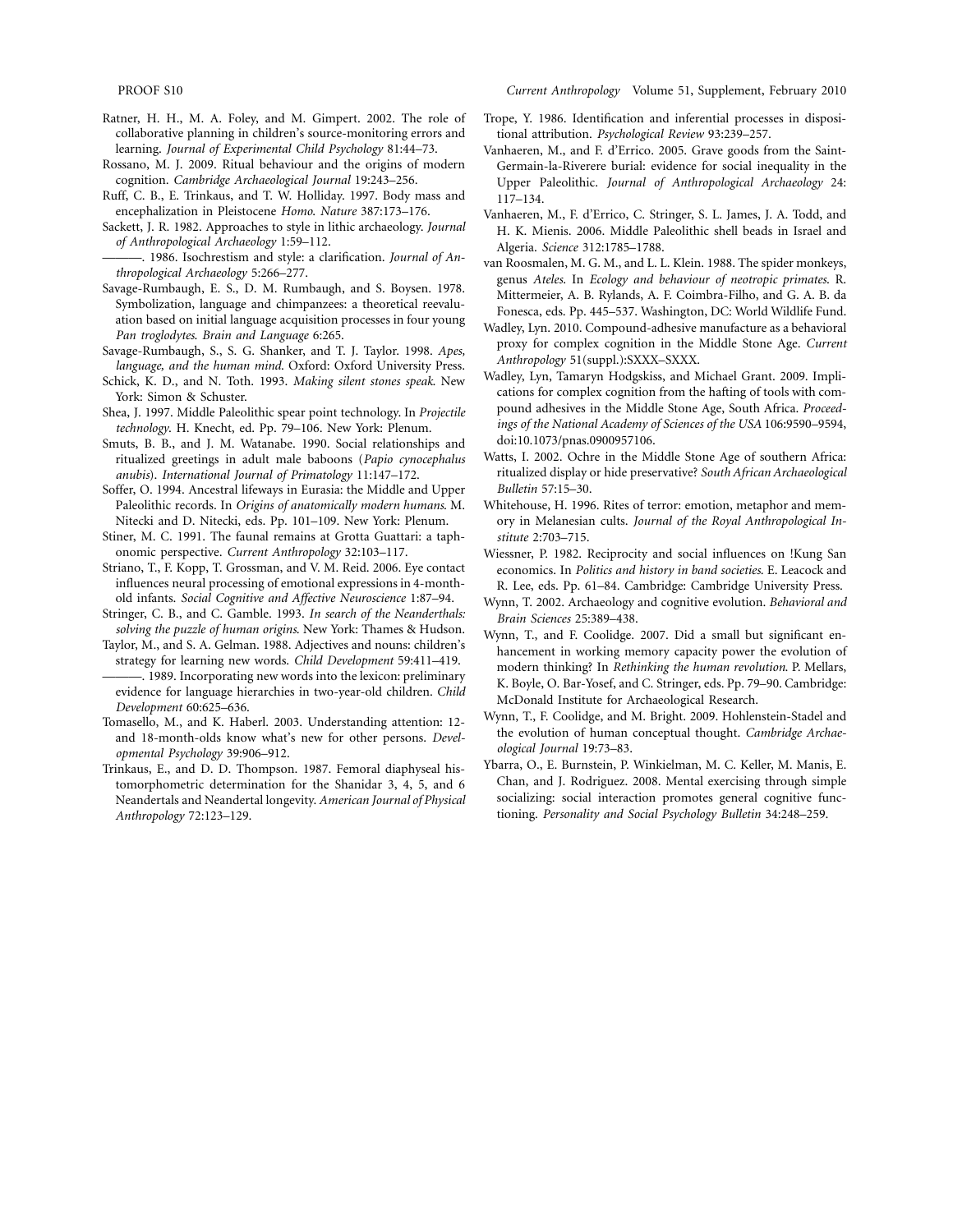Ratner, H. H., M. A. Foley, and M. Gimpert. 2002. The role of collaborative planning in children's source-monitoring errors and learning. *Journal of Experimental Child Psychology* 81:44–73.

Rossano, M. J. 2009. Ritual behaviour and the origins of modern cognition. *Cambridge Archaeological Journal* 19:243–256.

Ruff, C. B., E. Trinkaus, and T. W. Holliday. 1997. Body mass and encephalization in Pleistocene *Homo*. *Nature* 387:173–176.

Sackett, J. R. 1982. Approaches to style in lithic archaeology. *Journal of Anthropological Archaeology* 1:59–112.

———. 1986. Isochrestism and style: a clarification. *Journal of Anthropological Archaeology* 5:266–277.

Savage-Rumbaugh, E. S., D. M. Rumbaugh, and S. Boysen. 1978. Symbolization, language and chimpanzees: a theoretical reevaluation based on initial language acquisition processes in four young *Pan troglodytes*. *Brain and Language* 6:265.

Savage-Rumbaugh, S., S. G. Shanker, and T. J. Taylor. 1998. *Apes, language, and the human mind*. Oxford: Oxford University Press.

Schick, K. D., and N. Toth. 1993. *Making silent stones speak*. New York: Simon & Schuster.

Shea, J. 1997. Middle Paleolithic spear point technology. In *Projectile technology*. H. Knecht, ed. Pp. 79–106. New York: Plenum.

Smuts, B. B., and J. M. Watanabe. 1990. Social relationships and ritualized greetings in adult male baboons (*Papio cynocephalus anubis*). *International Journal of Primatology* 11:147–172.

Soffer, O. 1994. Ancestral lifeways in Eurasia: the Middle and Upper Paleolithic records. In *Origins of anatomically modern humans*. M. Nitecki and D. Nitecki, eds. Pp. 101–109. New York: Plenum.

Stiner, M. C. 1991. The faunal remains at Grotta Guattari: a taphonomic perspective. *Current Anthropology* 32:103–117.

Striano, T., F. Kopp, T. Grossman, and V. M. Reid. 2006. Eye contact influences neural processing of emotional expressions in 4-month-old infants. *Social Cognitive and Affective Neuroscience* 1:87–94.

Stringer, C. B., and C. Gamble. 1993. *In search of the Neanderthals: solving the puzzle of human origins*. New York: Thames & Hudson.

Taylor, M., and S. A. Gelman. 1988. Adjectives and nouns: children's strategy for learning new words. *Child Development* 59:411–419.

———. 1989. Incorporating new words into the lexicon: preliminary evidence for language hierarchies in two-year-old children. *Child Development* 60:625–636.

Tomasello, M., and K. Haberl. 2003. Understanding attention: 12- and 18-month-olds know what's new for other persons. *Developmental Psychology* 39:906–912.

Trinkaus, E., and D. D. Thompson. 1987. Femoral diaphyseal histomorphometric determination for the Shanidar 3, 4, 5, and 6 Neandertals and Neandertal longevity. *American Journal of Physical Anthropology* 72:123–129.

Trope, Y. 1986. Identification and inferential processes in dispositional attribution. *Psychological Review* 93:239–257.

Vanhaeren, M., and F. d'Errico. 2005. Grave goods from the Saint-Germain-la-Riverere burial: evidence for social inequality in the Upper Paleolithic. *Journal of Anthropological Archaeology* 24: 117–134.

Vanhaeren, M., F. d'Errico, C. Stringer, S. L. James, J. A. Todd, and H. K. Mienis. 2006. Middle Paleolithic shell beads in Israel and Algeria. *Science* 312:1785–1788.

van Roosmalen, M. G. M., and L. L. Klein. 1988. The spider monkeys, genus *Ateles*. In *Ecology and behaviour of neotropic primates*. R. Mittermeier, A. B. Rylands, A. F. Coimbra-Filho, and G. A. B. da Fonesca, eds. Pp. 445–537. Washington, DC: World Wildlife Fund.

Wadley, Lyn. 2010. Compound-adhesive manufacture as a behavioral proxy for complex cognition in the Middle Stone Age. *Current Anthropology* 51(suppl.):SXXX–SXXX.

Wadley, Lyn, Tamaryn Hodgskiss, and Michael Grant. 2009. Implications for complex cognition from the hafting of tools with compound adhesives in the Middle Stone Age, South Africa. *Proceedings of the National Academy of Sciences of the USA* 106:9590–9594, doi:10.1073/pnas.0900957106.

Watts, I. 2002. Ochre in the Middle Stone Age of southern Africa: ritualized display or hide preservative? *South African Archaeological Bulletin* 57:15–30.

Whitehouse, H. 1996. Rites of terror: emotion, metaphor and memory in Melanesian cults. *Journal of the Royal Anthropological Institute* 2:703–715.

Wiessner, P. 1982. Reciprocity and social influences on !Kung San economics. In *Politics and history in band societies*. E. Leacock and R. Lee, eds. Pp. 61–84. Cambridge: Cambridge University Press.

Wynn, T. 2002. Archaeology and cognitive evolution. *Behavioral and Brain Sciences* 25:389–438.

Wynn, T., and F. Coolidge. 2007. Did a small but significant enhancement in working memory capacity power the evolution of modern thinking? In *Rethinking the human revolution*. P. Mellars, K. Boyle, O. Bar-Yosef, and C. Stringer, eds. Pp. 79–90. Cambridge: McDonald Institute for Archaeological Research.

Wynn, T., F. Coolidge, and M. Bright. 2009. Hohlenstein-Stadel and the evolution of human conceptual thought. *Cambridge Archaeological Journal* 19:73–83.

Ybarra, O., E. Burnstein, P. Winkielman, M. C. Keller, M. Manis, E. Chan, and J. Rodriguez. 2008. Mental exercising through simple socializing: social interaction promotes general cognitive functioning. *Personality and Social Psychology Bulletin* 34:248–259.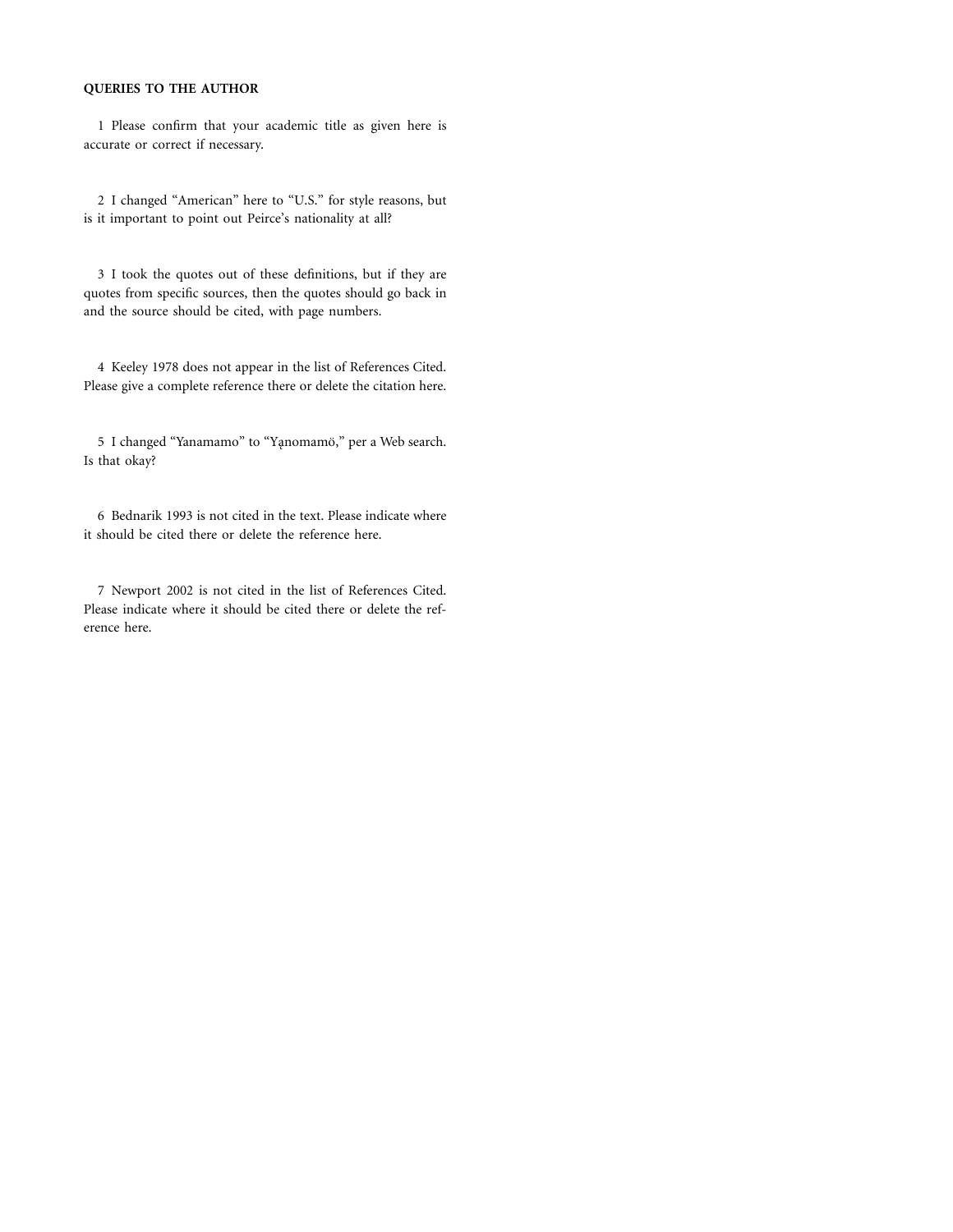**QUERIES TO THE AUTHOR**

1 Please confirm that your academic title as given here is accurate or correct if necessary.

2 I changed “American” here to “U.S.” for style reasons, but is it important to point out Peirce’s nationality at all?

3 I took the quotes out of these definitions, but if they are quotes from specific sources, then the quotes should go back in and the source should be cited, with page numbers.

4 Keeley 1978 does not appear in the list of References Cited. Please give a complete reference there or delete the citation here.

5 I changed “Yanamamo” to “Yąnomamö,” per a Web search. Is that okay?

6 Bednarik 1993 is not cited in the text. Please indicate where it should be cited there or delete the reference here.

7 Newport 2002 is not cited in the list of References Cited. Please indicate where it should be cited there or delete the reference here.